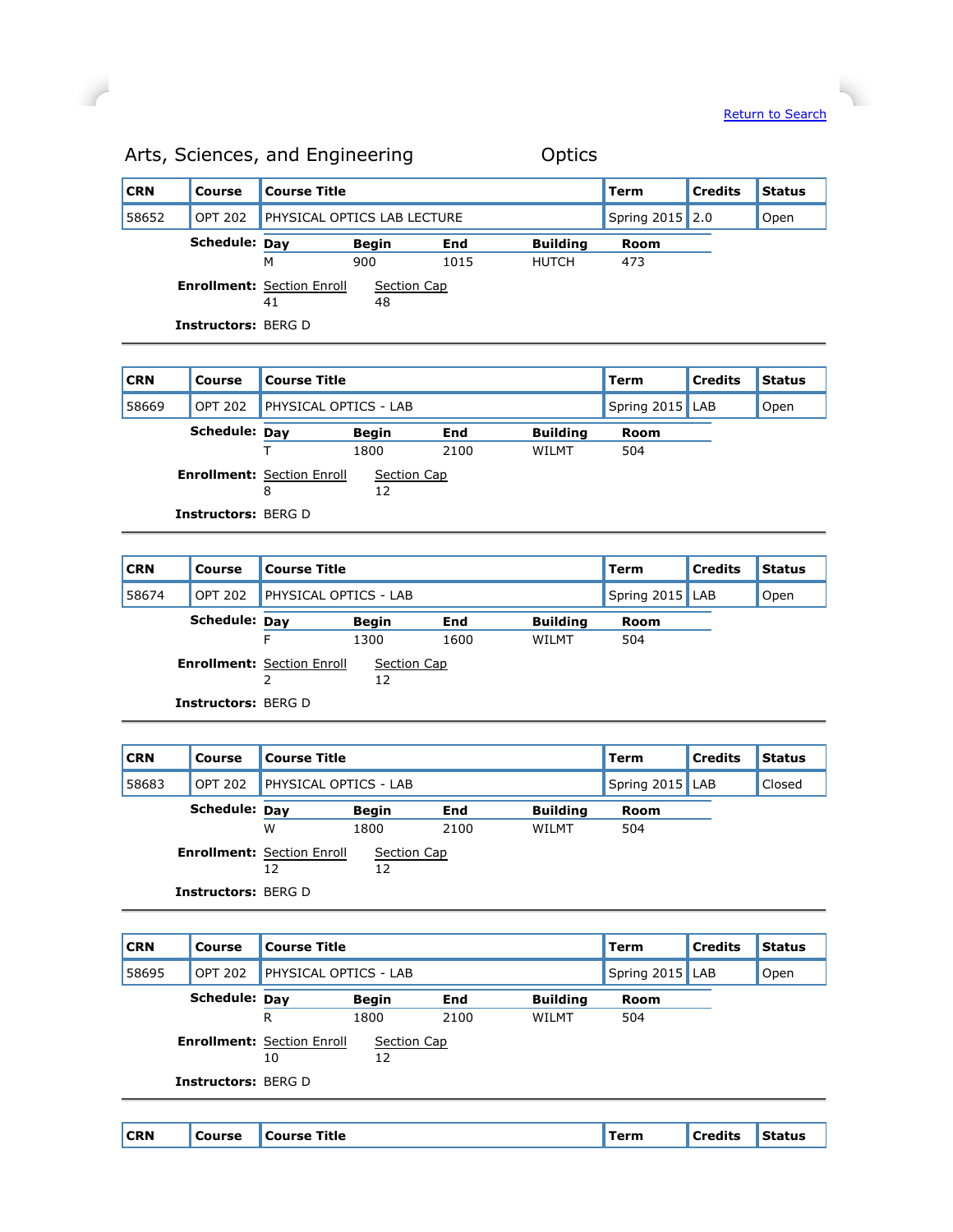Return to Search

## Arts, Sciences, and Engineering — Optics

| CRN | Course | Course Title | Term | Credits | Status |
|---|---|---|---|---|---|
| 58652 | OPT 202 | PHYSICAL OPTICS LAB LECTURE | Spring 2015 | 2.0 | Open |

**Schedule:**

| Day | Begin | End | Building | Room |
|---|---|---|---|---|
| M | 900 | 1015 | HUTCH | 473 |

**Enrollment:**

| Section Enroll | Section Cap |
|---|---|
| 41 | 48 |

**Instructors:** BERG D

---

| CRN | Course | Course Title | Term | Credits | Status |
|---|---|---|---|---|---|
| 58669 | OPT 202 | PHYSICAL OPTICS - LAB | Spring 2015 | LAB | Open |

**Schedule:**

| Day | Begin | End | Building | Room |
|---|---|---|---|---|
| T | 1800 | 2100 | WILMT | 504 |

**Enrollment:**

| Section Enroll | Section Cap |
|---|---|
| 8 | 12 |

**Instructors:** BERG D

---

| CRN | Course | Course Title | Term | Credits | Status |
|---|---|---|---|---|---|
| 58674 | OPT 202 | PHYSICAL OPTICS - LAB | Spring 2015 | LAB | Open |

**Schedule:**

| Day | Begin | End | Building | Room |
|---|---|---|---|---|
| F | 1300 | 1600 | WILMT | 504 |

**Enrollment:**

| Section Enroll | Section Cap |
|---|---|
| 2 | 12 |

**Instructors:** BERG D

---

| CRN | Course | Course Title | Term | Credits | Status |
|---|---|---|---|---|---|
| 58683 | OPT 202 | PHYSICAL OPTICS - LAB | Spring 2015 | LAB | Closed |

**Schedule:**

| Day | Begin | End | Building | Room |
|---|---|---|---|---|
| W | 1800 | 2100 | WILMT | 504 |

**Enrollment:**

| Section Enroll | Section Cap |
|---|---|
| 12 | 12 |

**Instructors:** BERG D

---

| CRN | Course | Course Title | Term | Credits | Status |
|---|---|---|---|---|---|
| 58695 | OPT 202 | PHYSICAL OPTICS - LAB | Spring 2015 | LAB | Open |

**Schedule:**

| Day | Begin | End | Building | Room |
|---|---|---|---|---|
| R | 1800 | 2100 | WILMT | 504 |

**Enrollment:**

| Section Enroll | Section Cap |
|---|---|
| 10 | 12 |

**Instructors:** BERG D

---

| CRN | Course | Course Title | Term | Credits | Status |
|---|---|---|---|---|---|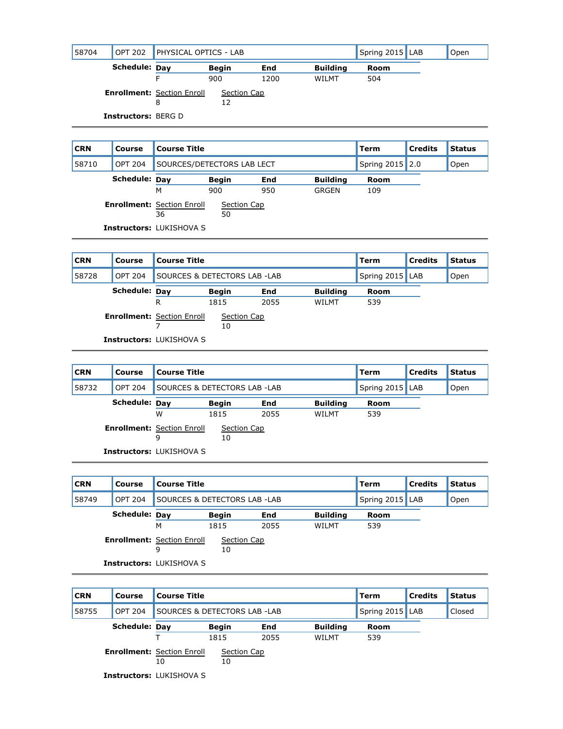| 58704 | OPT 202 | PHYSICAL OPTICS - LAB | Spring 2015 | LAB | Open |
|---|---|---|---|---|---|

**Schedule:**

| Day | Begin | End | Building | Room |
|---|---|---|---|---|
| F | 900 | 1200 | WILMT | 504 |

**Enrollment:**

| Section Enroll | Section Cap |
|---|---|
| 8 | 12 |

**Instructors:** BERG D

---

| CRN | Course | Course Title | Term | Credits | Status |
|---|---|---|---|---|---|
| 58710 | OPT 204 | SOURCES/DETECTORS LAB LECT | Spring 2015 | 2.0 | Open |

**Schedule:**

| Day | Begin | End | Building | Room |
|---|---|---|---|---|
| M | 900 | 950 | GRGEN | 109 |

**Enrollment:**

| Section Enroll | Section Cap |
|---|---|
| 36 | 50 |

**Instructors:** LUKISHOVA S

---

| CRN | Course | Course Title | Term | Credits | Status |
|---|---|---|---|---|---|
| 58728 | OPT 204 | SOURCES & DETECTORS LAB -LAB | Spring 2015 | LAB | Open |

**Schedule:**

| Day | Begin | End | Building | Room |
|---|---|---|---|---|
| R | 1815 | 2055 | WILMT | 539 |

**Enrollment:**

| Section Enroll | Section Cap |
|---|---|
| 7 | 10 |

**Instructors:** LUKISHOVA S

---

| CRN | Course | Course Title | Term | Credits | Status |
|---|---|---|---|---|---|
| 58732 | OPT 204 | SOURCES & DETECTORS LAB -LAB | Spring 2015 | LAB | Open |

**Schedule:**

| Day | Begin | End | Building | Room |
|---|---|---|---|---|
| W | 1815 | 2055 | WILMT | 539 |

**Enrollment:**

| Section Enroll | Section Cap |
|---|---|
| 9 | 10 |

**Instructors:** LUKISHOVA S

---

| CRN | Course | Course Title | Term | Credits | Status |
|---|---|---|---|---|---|
| 58749 | OPT 204 | SOURCES & DETECTORS LAB -LAB | Spring 2015 | LAB | Open |

**Schedule:**

| Day | Begin | End | Building | Room |
|---|---|---|---|---|
| M | 1815 | 2055 | WILMT | 539 |

**Enrollment:**

| Section Enroll | Section Cap |
|---|---|
| 9 | 10 |

**Instructors:** LUKISHOVA S

---

| CRN | Course | Course Title | Term | Credits | Status |
|---|---|---|---|---|---|
| 58755 | OPT 204 | SOURCES & DETECTORS LAB -LAB | Spring 2015 | LAB | Closed |

**Schedule:**

| Day | Begin | End | Building | Room |
|---|---|---|---|---|
| T | 1815 | 2055 | WILMT | 539 |

**Enrollment:**

| Section Enroll | Section Cap |
|---|---|
| 10 | 10 |

**Instructors:** LUKISHOVA S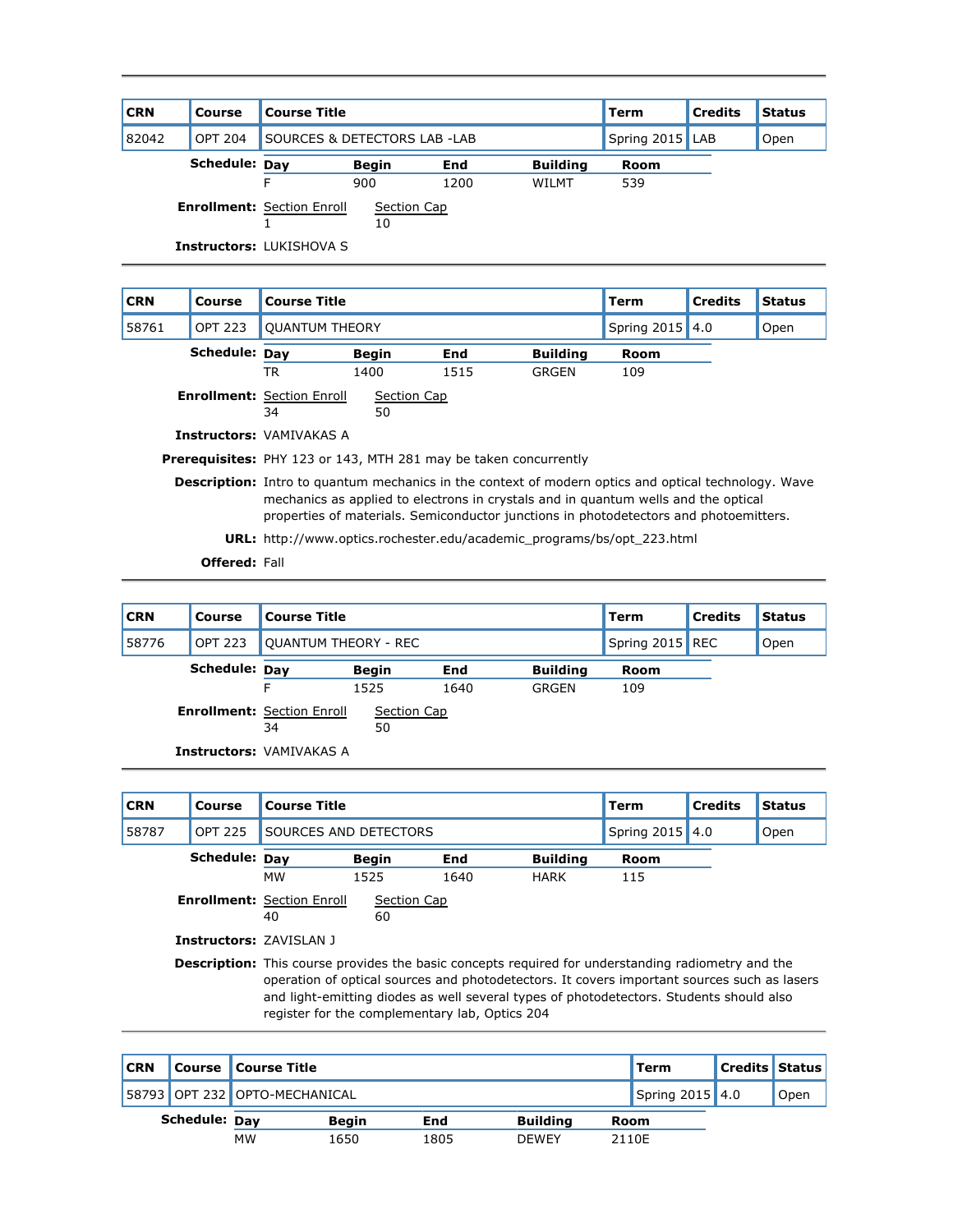| CRN | Course | Course Title | Term | Credits | Status |
|---|---|---|---|---|---|
| 82042 | OPT 204 | SOURCES & DETECTORS LAB -LAB | Spring 2015 | LAB | Open |

**Schedule:**

| Day | Begin | End | Building | Room |
|---|---|---|---|---|
| F | 900 | 1200 | WILMT | 539 |

**Enrollment:**

| Section Enroll | Section Cap |
|---|---|
| 1 | 10 |

**Instructors:** LUKISHOVA S

---

| CRN | Course | Course Title | Term | Credits | Status |
|---|---|---|---|---|---|
| 58761 | OPT 223 | QUANTUM THEORY | Spring 2015 | 4.0 | Open |

**Schedule:**

| Day | Begin | End | Building | Room |
|---|---|---|---|---|
| TR | 1400 | 1515 | GRGEN | 109 |

**Enrollment:**

| Section Enroll | Section Cap |
|---|---|
| 34 | 50 |

**Instructors:** VAMIVAKAS A

**Prerequisites:** PHY 123 or 143, MTH 281 may be taken concurrently

**Description:** Intro to quantum mechanics in the context of modern optics and optical technology. Wave mechanics as applied to electrons in crystals and in quantum wells and the optical properties of materials. Semiconductor junctions in photodetectors and photoemitters.

**URL:** http://www.optics.rochester.edu/academic_programs/bs/opt_223.html

**Offered:** Fall

---

| CRN | Course | Course Title | Term | Credits | Status |
|---|---|---|---|---|---|
| 58776 | OPT 223 | QUANTUM THEORY - REC | Spring 2015 | REC | Open |

**Schedule:**

| Day | Begin | End | Building | Room |
|---|---|---|---|---|
| F | 1525 | 1640 | GRGEN | 109 |

**Enrollment:**

| Section Enroll | Section Cap |
|---|---|
| 34 | 50 |

**Instructors:** VAMIVAKAS A

---

| CRN | Course | Course Title | Term | Credits | Status |
|---|---|---|---|---|---|
| 58787 | OPT 225 | SOURCES AND DETECTORS | Spring 2015 | 4.0 | Open |

**Schedule:**

| Day | Begin | End | Building | Room |
|---|---|---|---|---|
| MW | 1525 | 1640 | HARK | 115 |

**Enrollment:**

| Section Enroll | Section Cap |
|---|---|
| 40 | 60 |

**Instructors:** ZAVISLAN J

**Description:** This course provides the basic concepts required for understanding radiometry and the operation of optical sources and photodetectors. It covers important sources such as lasers and light-emitting diodes as well several types of photodetectors. Students should also register for the complementary lab, Optics 204

---

| CRN | Course | Course Title | Term | Credits | Status |
|---|---|---|---|---|---|
| 58793 | OPT 232 | OPTO-MECHANICAL | Spring 2015 | 4.0 | Open |

**Schedule:**

| Day | Begin | End | Building | Room |
|---|---|---|---|---|
| MW | 1650 | 1805 | DEWEY | 2110E |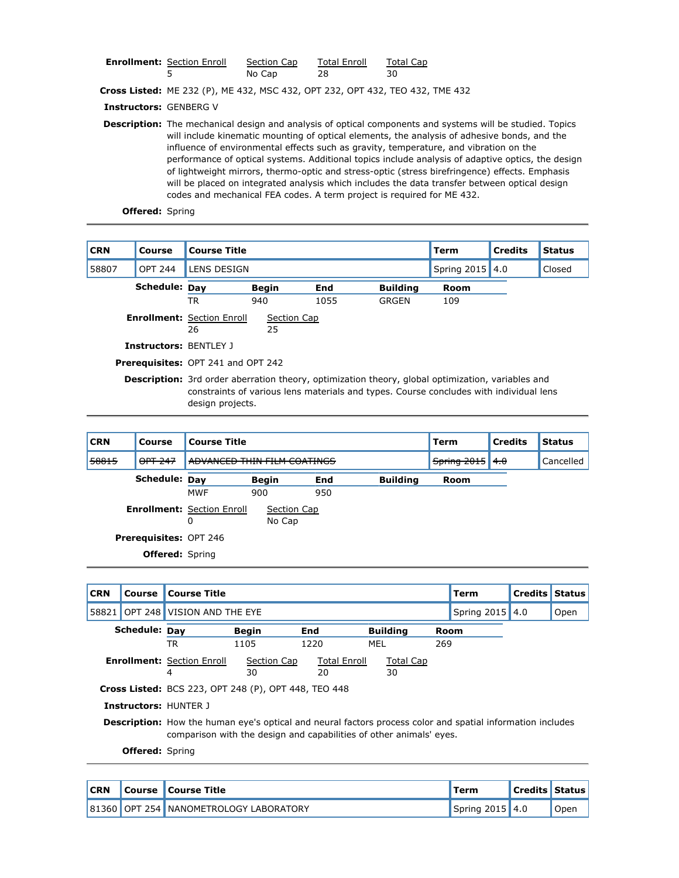**Enrollment:**

| Section Enroll | Section Cap | Total Enroll | Total Cap |
|---|---|---|---|
| 5 | No Cap | 28 | 30 |

**Cross Listed:** ME 232 (P), ME 432, MSC 432, OPT 232, OPT 432, TEO 432, TME 432

**Instructors:** GENBERG V

**Description:** The mechanical design and analysis of optical components and systems will be studied. Topics will include kinematic mounting of optical elements, the analysis of adhesive bonds, and the influence of environmental effects such as gravity, temperature, and vibration on the performance of optical systems. Additional topics include analysis of adaptive optics, the design of lightweight mirrors, thermo-optic and stress-optic (stress birefringence) effects. Emphasis will be placed on integrated analysis which includes the data transfer between optical design codes and mechanical FEA codes. A term project is required for ME 432.

**Offered:** Spring

---

| CRN | Course | Course Title | Term | Credits | Status |
|---|---|---|---|---|---|
| 58807 | OPT 244 | LENS DESIGN | Spring 2015 | 4.0 | Closed |

**Schedule:**

| Day | Begin | End | Building | Room |
|---|---|---|---|---|
| TR | 940 | 1055 | GRGEN | 109 |

**Enrollment:**

| Section Enroll | Section Cap |
|---|---|
| 26 | 25 |

**Instructors:** BENTLEY J

**Prerequisites:** OPT 241 and OPT 242

**Description:** 3rd order aberration theory, optimization theory, global optimization, variables and constraints of various lens materials and types. Course concludes with individual lens design projects.

---

| CRN | Course | Course Title | Term | Credits | Status |
|---|---|---|---|---|---|
| ~~58815~~ | ~~OPT 247~~ | ~~ADVANCED THIN FILM COATINGS~~ | ~~Spring 2015~~ | ~~4.0~~ | Cancelled |

**Schedule:**

| Day | Begin | End | Building | Room |
|---|---|---|---|---|
| MWF | 900 | 950 | | |

**Enrollment:**

| Section Enroll | Section Cap |
|---|---|
| 0 | No Cap |

**Prerequisites:** OPT 246

**Offered:** Spring

---

| CRN | Course | Course Title | Term | Credits | Status |
|---|---|---|---|---|---|
| 58821 | OPT 248 | VISION AND THE EYE | Spring 2015 | 4.0 | Open |

**Schedule:**

| Day | Begin | End | Building | Room |
|---|---|---|---|---|
| TR | 1105 | 1220 | MEL | 269 |

**Enrollment:**

| Section Enroll | Section Cap | Total Enroll | Total Cap |
|---|---|---|---|
| 4 | 30 | 20 | 30 |

**Cross Listed:** BCS 223, OPT 248 (P), OPT 448, TEO 448

**Instructors:** HUNTER J

**Description:** How the human eye's optical and neural factors process color and spatial information includes comparison with the design and capabilities of other animals' eyes.

**Offered:** Spring

---

| CRN | Course | Course Title | Term | Credits | Status |
|---|---|---|---|---|---|
| 81360 | OPT 254 | NANOMETROLOGY LABORATORY | Spring 2015 | 4.0 | Open |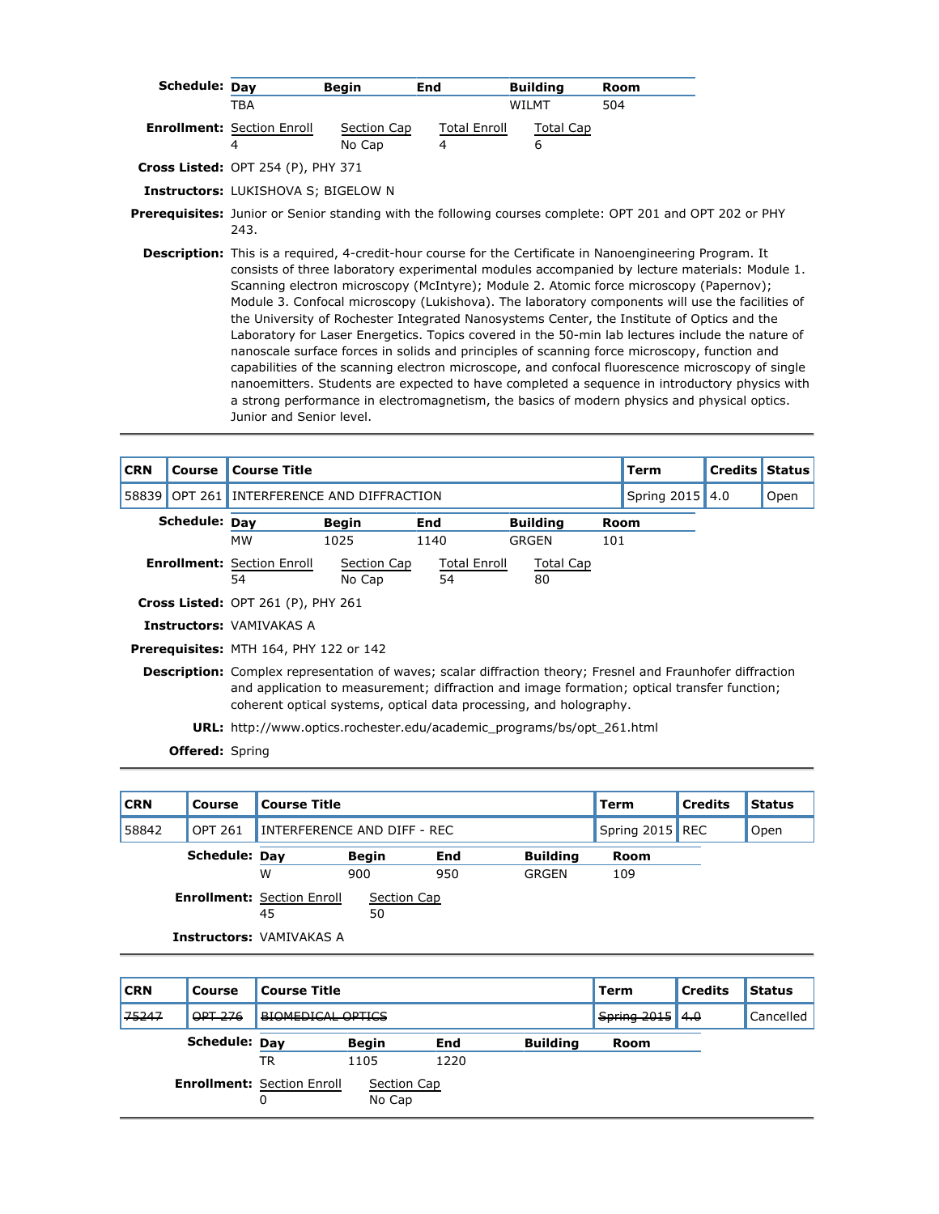**Schedule:**

| Day | Begin | End | Building | Room |
|---|---|---|---|---|
| TBA | | | WILMT | 504 |

**Enrollment:**

| Section Enroll | Section Cap | Total Enroll | Total Cap |
|---|---|---|---|
| 4 | No Cap | 4 | 6 |

**Cross Listed:** OPT 254 (P), PHY 371

**Instructors:** LUKISHOVA S; BIGELOW N

**Prerequisites:** Junior or Senior standing with the following courses complete: OPT 201 and OPT 202 or PHY 243.

**Description:** This is a required, 4-credit-hour course for the Certificate in Nanoengineering Program. It consists of three laboratory experimental modules accompanied by lecture materials: Module 1. Scanning electron microscopy (McIntyre); Module 2. Atomic force microscopy (Papernov); Module 3. Confocal microscopy (Lukishova). The laboratory components will use the facilities of the University of Rochester Integrated Nanosystems Center, the Institute of Optics and the Laboratory for Laser Energetics. Topics covered in the 50-min lab lectures include the nature of nanoscale surface forces in solids and principles of scanning force microscopy, function and capabilities of the scanning electron microscope, and confocal fluorescence microscopy of single nanoemitters. Students are expected to have completed a sequence in introductory physics with a strong performance in electromagnetism, the basics of modern physics and physical optics. Junior and Senior level.

---

| CRN | Course | Course Title | Term | Credits | Status |
|---|---|---|---|---|---|
| 58839 | OPT 261 | INTERFERENCE AND DIFFRACTION | Spring 2015 | 4.0 | Open |

**Schedule:**

| Day | Begin | End | Building | Room |
|---|---|---|---|---|
| MW | 1025 | 1140 | GRGEN | 101 |

**Enrollment:**

| Section Enroll | Section Cap | Total Enroll | Total Cap |
|---|---|---|---|
| 54 | No Cap | 54 | 80 |

**Cross Listed:** OPT 261 (P), PHY 261

**Instructors:** VAMIVAKAS A

**Prerequisites:** MTH 164, PHY 122 or 142

**Description:** Complex representation of waves; scalar diffraction theory; Fresnel and Fraunhofer diffraction and application to measurement; diffraction and image formation; optical transfer function; coherent optical systems, optical data processing, and holography.

**URL:** http://www.optics.rochester.edu/academic_programs/bs/opt_261.html

**Offered:** Spring

---

| CRN | Course | Course Title | Term | Credits | Status |
|---|---|---|---|---|---|
| 58842 | OPT 261 | INTERFERENCE AND DIFF - REC | Spring 2015 | REC | Open |

**Schedule:**

| Day | Begin | End | Building | Room |
|---|---|---|---|---|
| W | 900 | 950 | GRGEN | 109 |

**Enrollment:**

| Section Enroll | Section Cap |
|---|---|
| 45 | 50 |

**Instructors:** VAMIVAKAS A

---

| CRN | Course | Course Title | Term | Credits | Status |
|---|---|---|---|---|---|
| ~~75247~~ | ~~OPT 276~~ | ~~BIOMEDICAL OPTICS~~ | ~~Spring 2015~~ | ~~4.0~~ | Cancelled |

**Schedule:**

| Day | Begin | End | Building | Room |
|---|---|---|---|---|
| TR | 1105 | 1220 | | |

**Enrollment:**

| Section Enroll | Section Cap |
|---|---|
| 0 | No Cap |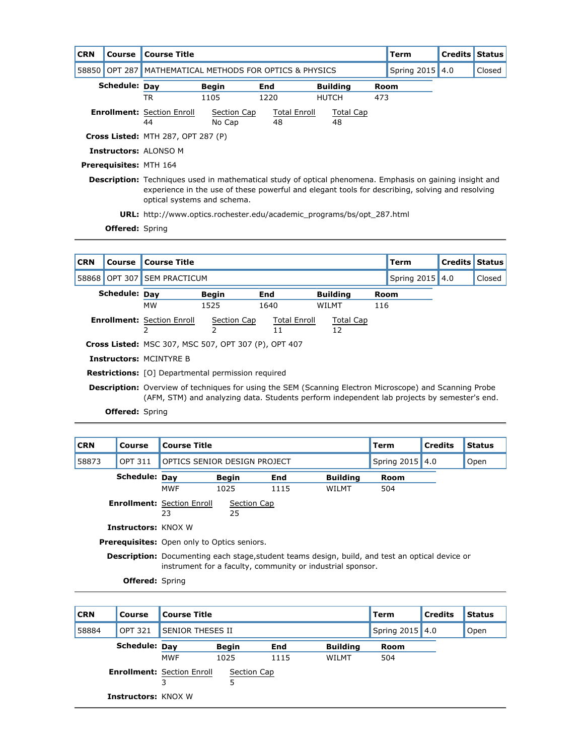| CRN | Course | Course Title | Term | Credits | Status |
|---|---|---|---|---|---|
| 58850 | OPT 287 | MATHEMATICAL METHODS FOR OPTICS & PHYSICS | Spring 2015 | 4.0 | Closed |

**Schedule:**

| Day | Begin | End | Building | Room |
|---|---|---|---|---|
| TR | 1105 | 1220 | HUTCH | 473 |

**Enrollment:**

| Section Enroll | Section Cap | Total Enroll | Total Cap |
|---|---|---|---|
| 44 | No Cap | 48 | 48 |

**Cross Listed:** MTH 287, OPT 287 (P)

**Instructors:** ALONSO M

**Prerequisites:** MTH 164

**Description:** Techniques used in mathematical study of optical phenomena. Emphasis on gaining insight and experience in the use of these powerful and elegant tools for describing, solving and resolving optical systems and schema.

**URL:** http://www.optics.rochester.edu/academic_programs/bs/opt_287.html

**Offered:** Spring

---

| CRN | Course | Course Title | Term | Credits | Status |
|---|---|---|---|---|---|
| 58868 | OPT 307 | SEM PRACTICUM | Spring 2015 | 4.0 | Closed |

**Schedule:**

| Day | Begin | End | Building | Room |
|---|---|---|---|---|
| MW | 1525 | 1640 | WILMT | 116 |

**Enrollment:**

| Section Enroll | Section Cap | Total Enroll | Total Cap |
|---|---|---|---|
| 2 | 2 | 11 | 12 |

**Cross Listed:** MSC 307, MSC 507, OPT 307 (P), OPT 407

**Instructors:** MCINTYRE B

**Restrictions:** [O] Departmental permission required

**Description:** Overview of techniques for using the SEM (Scanning Electron Microscope) and Scanning Probe (AFM, STM) and analyzing data. Students perform independent lab projects by semester's end.

**Offered:** Spring

---

| CRN | Course | Course Title | Term | Credits | Status |
|---|---|---|---|---|---|
| 58873 | OPT 311 | OPTICS SENIOR DESIGN PROJECT | Spring 2015 | 4.0 | Open |

**Schedule:**

| Day | Begin | End | Building | Room |
|---|---|---|---|---|
| MWF | 1025 | 1115 | WILMT | 504 |

**Enrollment:**

| Section Enroll | Section Cap |
|---|---|
| 23 | 25 |

**Instructors:** KNOX W

**Prerequisites:** Open only to Optics seniors.

**Description:** Documenting each stage,student teams design, build, and test an optical device or instrument for a faculty, community or industrial sponsor.

**Offered:** Spring

---

| CRN | Course | Course Title | Term | Credits | Status |
|---|---|---|---|---|---|
| 58884 | OPT 321 | SENIOR THESES II | Spring 2015 | 4.0 | Open |

**Schedule:**

| Day | Begin | End | Building | Room |
|---|---|---|---|---|
| MWF | 1025 | 1115 | WILMT | 504 |

**Enrollment:**

| Section Enroll | Section Cap |
|---|---|
| 3 | 5 |

**Instructors:** KNOX W

---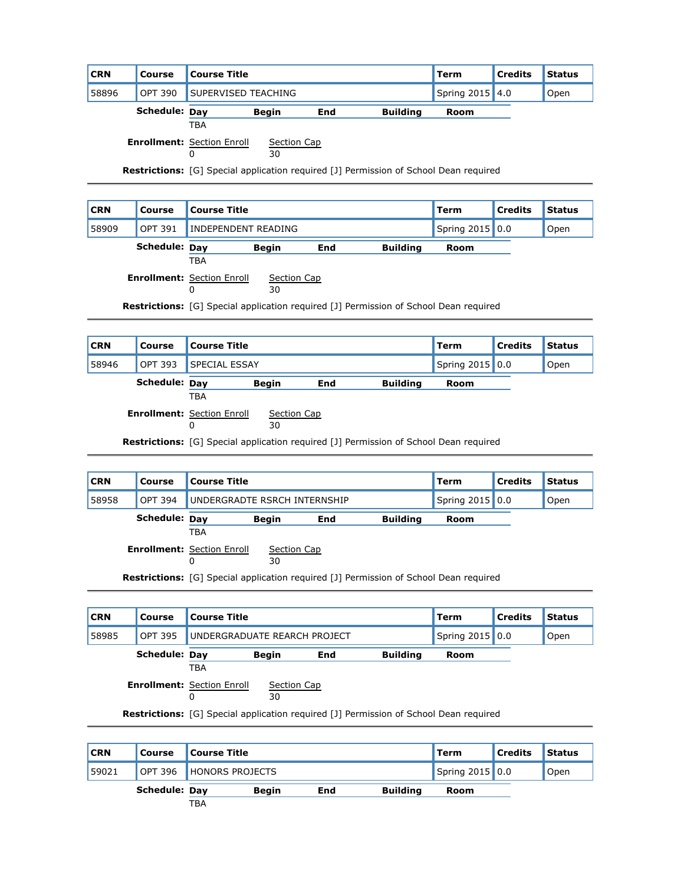| CRN | Course | Course Title | Term | Credits | Status |
|---|---|---|---|---|---|
| 58896 | OPT 390 | SUPERVISED TEACHING | Spring 2015 | 4.0 | Open |

**Schedule:**

| Day | Begin | End | Building | Room |
|---|---|---|---|---|
| TBA | | | | |

**Enrollment:**

| Section Enroll | Section Cap |
|---|---|
| 0 | 30 |

**Restrictions:** [G] Special application required [J] Permission of School Dean required

---

| CRN | Course | Course Title | Term | Credits | Status |
|---|---|---|---|---|---|
| 58909 | OPT 391 | INDEPENDENT READING | Spring 2015 | 0.0 | Open |

**Schedule:**

| Day | Begin | End | Building | Room |
|---|---|---|---|---|
| TBA | | | | |

**Enrollment:**

| Section Enroll | Section Cap |
|---|---|
| 0 | 30 |

**Restrictions:** [G] Special application required [J] Permission of School Dean required

---

| CRN | Course | Course Title | Term | Credits | Status |
|---|---|---|---|---|---|
| 58946 | OPT 393 | SPECIAL ESSAY | Spring 2015 | 0.0 | Open |

**Schedule:**

| Day | Begin | End | Building | Room |
|---|---|---|---|---|
| TBA | | | | |

**Enrollment:**

| Section Enroll | Section Cap |
|---|---|
| 0 | 30 |

**Restrictions:** [G] Special application required [J] Permission of School Dean required

---

| CRN | Course | Course Title | Term | Credits | Status |
|---|---|---|---|---|---|
| 58958 | OPT 394 | UNDERGRADTE RSRCH INTERNSHIP | Spring 2015 | 0.0 | Open |

**Schedule:**

| Day | Begin | End | Building | Room |
|---|---|---|---|---|
| TBA | | | | |

**Enrollment:**

| Section Enroll | Section Cap |
|---|---|
| 0 | 30 |

**Restrictions:** [G] Special application required [J] Permission of School Dean required

---

| CRN | Course | Course Title | Term | Credits | Status |
|---|---|---|---|---|---|
| 58985 | OPT 395 | UNDERGRADUATE REARCH PROJECT | Spring 2015 | 0.0 | Open |

**Schedule:**

| Day | Begin | End | Building | Room |
|---|---|---|---|---|
| TBA | | | | |

**Enrollment:**

| Section Enroll | Section Cap |
|---|---|
| 0 | 30 |

**Restrictions:** [G] Special application required [J] Permission of School Dean required

---

| CRN | Course | Course Title | Term | Credits | Status |
|---|---|---|---|---|---|
| 59021 | OPT 396 | HONORS PROJECTS | Spring 2015 | 0.0 | Open |

**Schedule:**

| Day | Begin | End | Building | Room |
|---|---|---|---|---|
| TBA | | | | |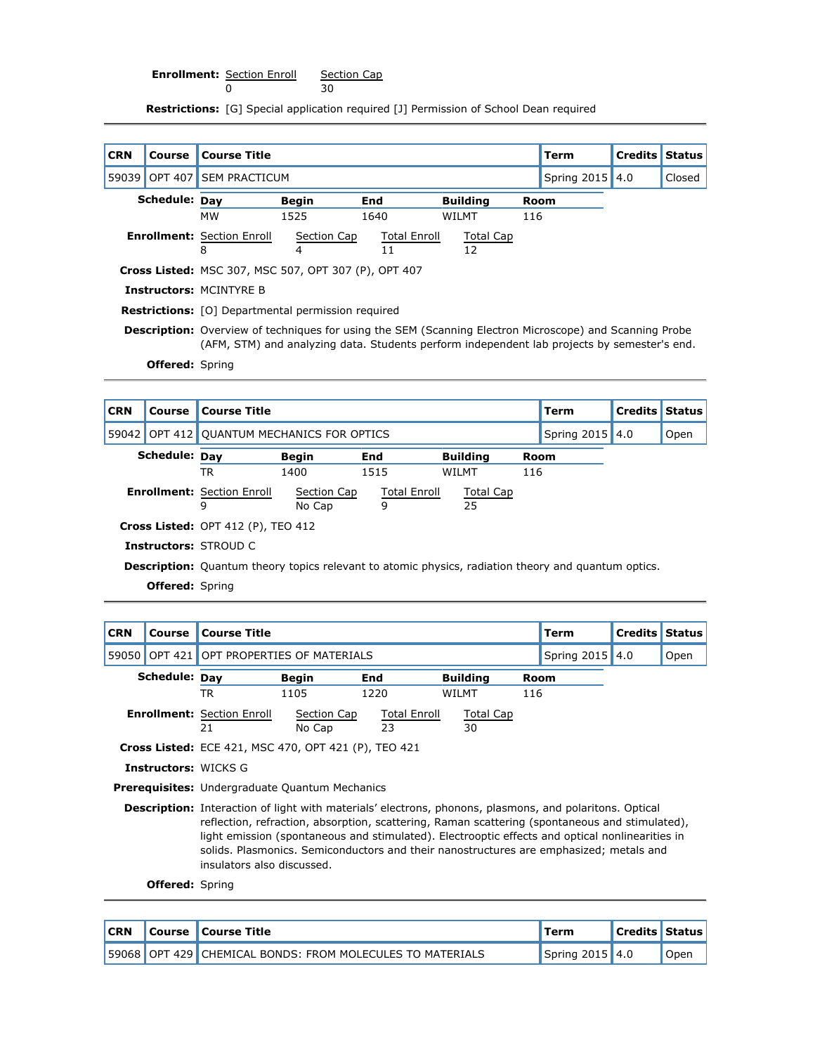**Enrollment:**

| Section Enroll | Section Cap |
| --- | --- |
| 0 | 30 |

**Restrictions:** [G] Special application required [J] Permission of School Dean required

---

| CRN | Course | Course Title | Term | Credits | Status |
| --- | --- | --- | --- | --- | --- |
| 59039 | OPT 407 | SEM PRACTICUM | Spring 2015 | 4.0 | Closed |

**Schedule:**

| Day | Begin | End | Building | Room |
| --- | --- | --- | --- | --- |
| MW | 1525 | 1640 | WILMT | 116 |

**Enrollment:**

| Section Enroll | Section Cap | Total Enroll | Total Cap |
| --- | --- | --- | --- |
| 8 | 4 | 11 | 12 |

**Cross Listed:** MSC 307, MSC 507, OPT 307 (P), OPT 407

**Instructors:** MCINTYRE B

**Restrictions:** [O] Departmental permission required

**Description:** Overview of techniques for using the SEM (Scanning Electron Microscope) and Scanning Probe (AFM, STM) and analyzing data. Students perform independent lab projects by semester's end.

**Offered:** Spring

---

| CRN | Course | Course Title | Term | Credits | Status |
| --- | --- | --- | --- | --- | --- |
| 59042 | OPT 412 | QUANTUM MECHANICS FOR OPTICS | Spring 2015 | 4.0 | Open |

**Schedule:**

| Day | Begin | End | Building | Room |
| --- | --- | --- | --- | --- |
| TR | 1400 | 1515 | WILMT | 116 |

**Enrollment:**

| Section Enroll | Section Cap | Total Enroll | Total Cap |
| --- | --- | --- | --- |
| 9 | No Cap | 9 | 25 |

**Cross Listed:** OPT 412 (P), TEO 412

**Instructors:** STROUD C

**Description:** Quantum theory topics relevant to atomic physics, radiation theory and quantum optics.

**Offered:** Spring

---

| CRN | Course | Course Title | Term | Credits | Status |
| --- | --- | --- | --- | --- | --- |
| 59050 | OPT 421 | OPT PROPERTIES OF MATERIALS | Spring 2015 | 4.0 | Open |

**Schedule:**

| Day | Begin | End | Building | Room |
| --- | --- | --- | --- | --- |
| TR | 1105 | 1220 | WILMT | 116 |

**Enrollment:**

| Section Enroll | Section Cap | Total Enroll | Total Cap |
| --- | --- | --- | --- |
| 21 | No Cap | 23 | 30 |

**Cross Listed:** ECE 421, MSC 470, OPT 421 (P), TEO 421

**Instructors:** WICKS G

**Prerequisites:** Undergraduate Quantum Mechanics

**Description:** Interaction of light with materials' electrons, phonons, plasmons, and polaritons. Optical reflection, refraction, absorption, scattering, Raman scattering (spontaneous and stimulated), light emission (spontaneous and stimulated). Electrooptic effects and optical nonlinearities in solids. Plasmonics. Semiconductors and their nanostructures are emphasized; metals and insulators also discussed.

**Offered:** Spring

---

| CRN | Course | Course Title | Term | Credits | Status |
| --- | --- | --- | --- | --- | --- |
| 59068 | OPT 429 | CHEMICAL BONDS: FROM MOLECULES TO MATERIALS | Spring 2015 | 4.0 | Open |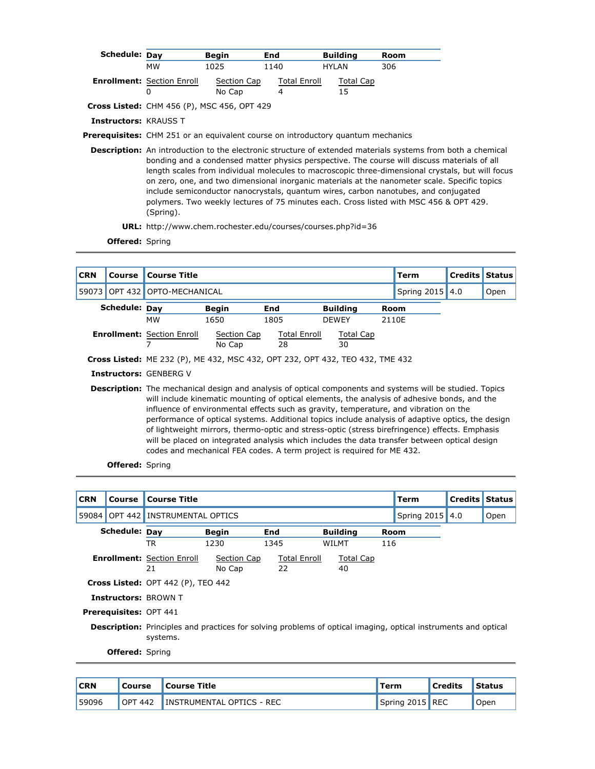**Schedule:**

| Day | Begin | End | Building | Room |
|---|---|---|---|---|
| MW | 1025 | 1140 | HYLAN | 306 |

**Enrollment:**

| Section Enroll | Section Cap | Total Enroll | Total Cap |
|---|---|---|---|
| 0 | No Cap | 4 | 15 |

**Cross Listed:** CHM 456 (P), MSC 456, OPT 429

**Instructors:** KRAUSS T

**Prerequisites:** CHM 251 or an equivalent course on introductory quantum mechanics

**Description:** An introduction to the electronic structure of extended materials systems from both a chemical bonding and a condensed matter physics perspective. The course will discuss materials of all length scales from individual molecules to macroscopic three-dimensional crystals, but will focus on zero, one, and two dimensional inorganic materials at the nanometer scale. Specific topics include semiconductor nanocrystals, quantum wires, carbon nanotubes, and conjugated polymers. Two weekly lectures of 75 minutes each. Cross listed with MSC 456 & OPT 429. (Spring).

**URL:** http://www.chem.rochester.edu/courses/courses.php?id=36

**Offered:** Spring

---

| CRN | Course | Course Title | Term | Credits | Status |
|---|---|---|---|---|---|
| 59073 | OPT 432 | OPTO-MECHANICAL | Spring 2015 | 4.0 | Open |

**Schedule:**

| Day | Begin | End | Building | Room |
|---|---|---|---|---|
| MW | 1650 | 1805 | DEWEY | 2110E |

**Enrollment:**

| Section Enroll | Section Cap | Total Enroll | Total Cap |
|---|---|---|---|
| 7 | No Cap | 28 | 30 |

**Cross Listed:** ME 232 (P), ME 432, MSC 432, OPT 232, OPT 432, TEO 432, TME 432

**Instructors:** GENBERG V

**Description:** The mechanical design and analysis of optical components and systems will be studied. Topics will include kinematic mounting of optical elements, the analysis of adhesive bonds, and the influence of environmental effects such as gravity, temperature, and vibration on the performance of optical systems. Additional topics include analysis of adaptive optics, the design of lightweight mirrors, thermo-optic and stress-optic (stress birefringence) effects. Emphasis will be placed on integrated analysis which includes the data transfer between optical design codes and mechanical FEA codes. A term project is required for ME 432.

**Offered:** Spring

---

| CRN | Course | Course Title | Term | Credits | Status |
|---|---|---|---|---|---|
| 59084 | OPT 442 | INSTRUMENTAL OPTICS | Spring 2015 | 4.0 | Open |

**Schedule:**

| Day | Begin | End | Building | Room |
|---|---|---|---|---|
| TR | 1230 | 1345 | WILMT | 116 |

**Enrollment:**

| Section Enroll | Section Cap | Total Enroll | Total Cap |
|---|---|---|---|
| 21 | No Cap | 22 | 40 |

**Cross Listed:** OPT 442 (P), TEO 442

**Instructors:** BROWN T

**Prerequisites:** OPT 441

**Description:** Principles and practices for solving problems of optical imaging, optical instruments and optical systems.

**Offered:** Spring

---

| CRN | Course | Course Title | Term | Credits | Status |
|---|---|---|---|---|---|
| 59096 | OPT 442 | INSTRUMENTAL OPTICS - REC | Spring 2015 | REC | Open |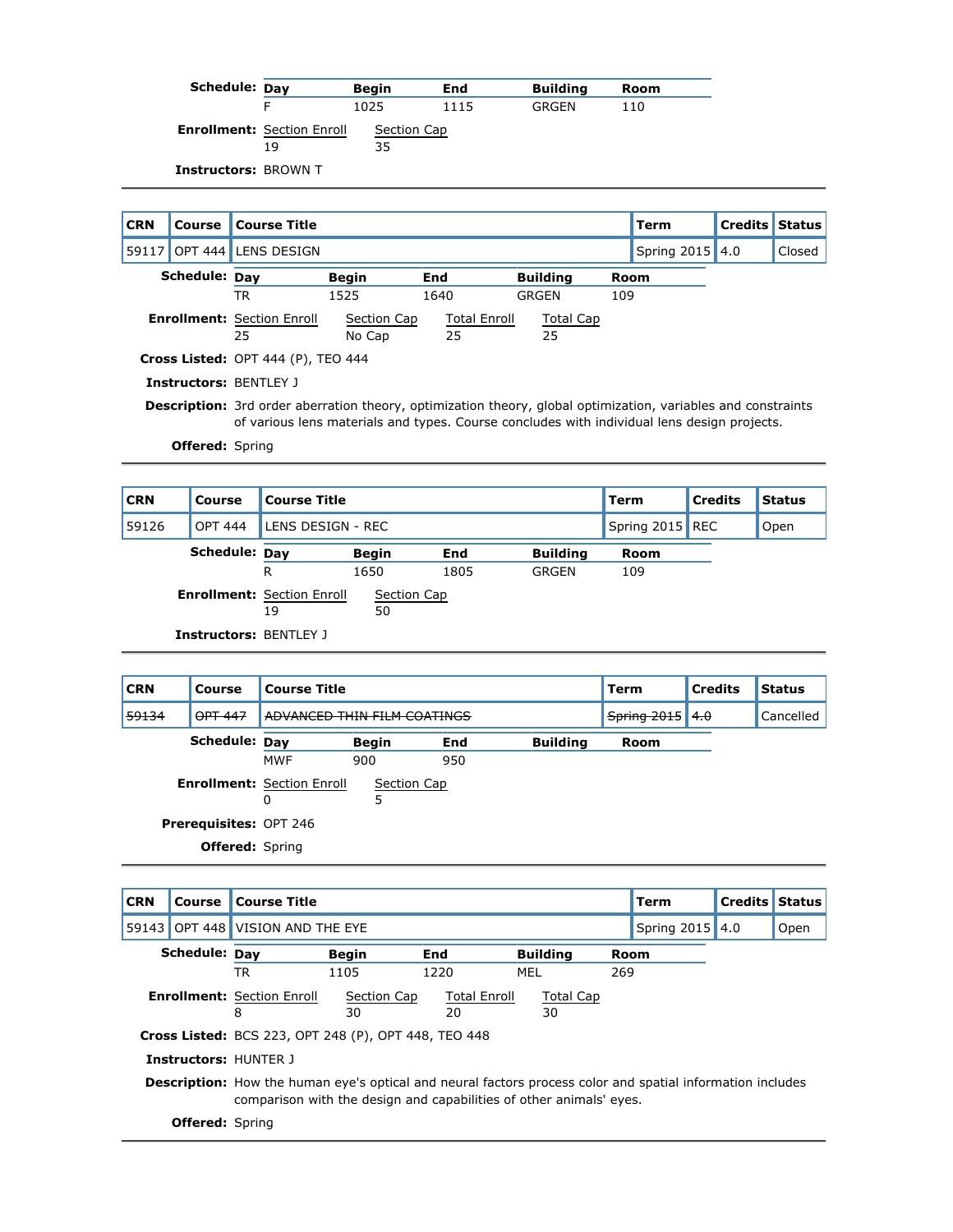**Schedule:**

| Day | Begin | End | Building | Room |
|---|---|---|---|---|
| F | 1025 | 1115 | GRGEN | 110 |

**Enrollment:**

| Section Enroll | Section Cap |
|---|---|
| 19 | 35 |

**Instructors:** BROWN T

---

| CRN | Course | Course Title | Term | Credits | Status |
|---|---|---|---|---|---|
| 59117 | OPT 444 | LENS DESIGN | Spring 2015 | 4.0 | Closed |

**Schedule:**

| Day | Begin | End | Building | Room |
|---|---|---|---|---|
| TR | 1525 | 1640 | GRGEN | 109 |

**Enrollment:**

| Section Enroll | Section Cap | Total Enroll | Total Cap |
|---|---|---|---|
| 25 | No Cap | 25 | 25 |

**Cross Listed:** OPT 444 (P), TEO 444

**Instructors:** BENTLEY J

**Description:** 3rd order aberration theory, optimization theory, global optimization, variables and constraints of various lens materials and types. Course concludes with individual lens design projects.

**Offered:** Spring

---

| CRN | Course | Course Title | Term | Credits | Status |
|---|---|---|---|---|---|
| 59126 | OPT 444 | LENS DESIGN - REC | Spring 2015 | REC | Open |

**Schedule:**

| Day | Begin | End | Building | Room |
|---|---|---|---|---|
| R | 1650 | 1805 | GRGEN | 109 |

**Enrollment:**

| Section Enroll | Section Cap |
|---|---|
| 19 | 50 |

**Instructors:** BENTLEY J

---

| CRN | Course | Course Title | Term | Credits | Status |
|---|---|---|---|---|---|
| ~~59134~~ | ~~OPT 447~~ | ~~ADVANCED THIN FILM COATINGS~~ | ~~Spring 2015~~ | ~~4.0~~ | Cancelled |

**Schedule:**

| Day | Begin | End | Building | Room |
|---|---|---|---|---|
| MWF | 900 | 950 | | |

**Enrollment:**

| Section Enroll | Section Cap |
|---|---|
| 0 | 5 |

**Prerequisites:** OPT 246

**Offered:** Spring

---

| CRN | Course | Course Title | Term | Credits | Status |
|---|---|---|---|---|---|
| 59143 | OPT 448 | VISION AND THE EYE | Spring 2015 | 4.0 | Open |

**Schedule:**

| Day | Begin | End | Building | Room |
|---|---|---|---|---|
| TR | 1105 | 1220 | MEL | 269 |

**Enrollment:**

| Section Enroll | Section Cap | Total Enroll | Total Cap |
|---|---|---|---|
| 8 | 30 | 20 | 30 |

**Cross Listed:** BCS 223, OPT 248 (P), OPT 448, TEO 448

**Instructors:** HUNTER J

**Description:** How the human eye's optical and neural factors process color and spatial information includes comparison with the design and capabilities of other animals' eyes.

**Offered:** Spring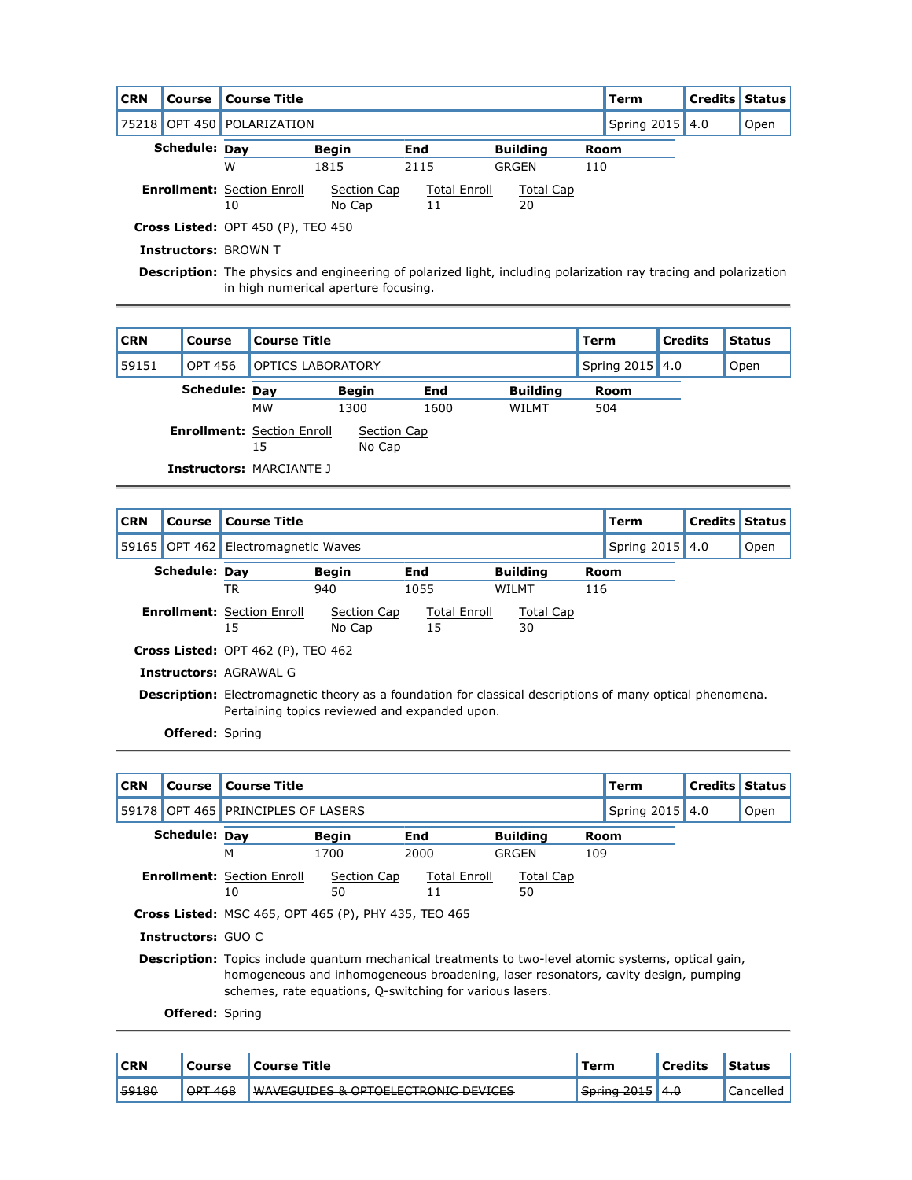| CRN | Course | Course Title | Term | Credits | Status |
|---|---|---|---|---|---|
| 75218 | OPT 450 | POLARIZATION | Spring 2015 | 4.0 | Open |

**Schedule:**

| Day | Begin | End | Building | Room |
|---|---|---|---|---|
| W | 1815 | 2115 | GRGEN | 110 |

**Enrollment:**

| Section Enroll | Section Cap | Total Enroll | Total Cap |
|---|---|---|---|
| 10 | No Cap | 11 | 20 |

**Cross Listed:** OPT 450 (P), TEO 450

**Instructors:** BROWN T

**Description:** The physics and engineering of polarized light, including polarization ray tracing and polarization in high numerical aperture focusing.

---

| CRN | Course | Course Title | Term | Credits | Status |
|---|---|---|---|---|---|
| 59151 | OPT 456 | OPTICS LABORATORY | Spring 2015 | 4.0 | Open |

**Schedule:**

| Day | Begin | End | Building | Room |
|---|---|---|---|---|
| MW | 1300 | 1600 | WILMT | 504 |

**Enrollment:**

| Section Enroll | Section Cap |
|---|---|
| 15 | No Cap |

**Instructors:** MARCIANTE J

---

| CRN | Course | Course Title | Term | Credits | Status |
|---|---|---|---|---|---|
| 59165 | OPT 462 | Electromagnetic Waves | Spring 2015 | 4.0 | Open |

**Schedule:**

| Day | Begin | End | Building | Room |
|---|---|---|---|---|
| TR | 940 | 1055 | WILMT | 116 |

**Enrollment:**

| Section Enroll | Section Cap | Total Enroll | Total Cap |
|---|---|---|---|
| 15 | No Cap | 15 | 30 |

**Cross Listed:** OPT 462 (P), TEO 462

**Instructors:** AGRAWAL G

**Description:** Electromagnetic theory as a foundation for classical descriptions of many optical phenomena. Pertaining topics reviewed and expanded upon.

**Offered:** Spring

---

| CRN | Course | Course Title | Term | Credits | Status |
|---|---|---|---|---|---|
| 59178 | OPT 465 | PRINCIPLES OF LASERS | Spring 2015 | 4.0 | Open |

**Schedule:**

| Day | Begin | End | Building | Room |
|---|---|---|---|---|
| M | 1700 | 2000 | GRGEN | 109 |

**Enrollment:**

| Section Enroll | Section Cap | Total Enroll | Total Cap |
|---|---|---|---|
| 10 | 50 | 11 | 50 |

**Cross Listed:** MSC 465, OPT 465 (P), PHY 435, TEO 465

**Instructors:** GUO C

**Description:** Topics include quantum mechanical treatments to two-level atomic systems, optical gain, homogeneous and inhomogeneous broadening, laser resonators, cavity design, pumping schemes, rate equations, Q-switching for various lasers.

**Offered:** Spring

---

| CRN | Course | Course Title | Term | Credits | Status |
|---|---|---|---|---|---|
| ~~59180~~ | ~~OPT 468~~ | ~~WAVEGUIDES & OPTOELECTRONIC DEVICES~~ | ~~Spring 2015~~ | ~~4.0~~ | Cancelled |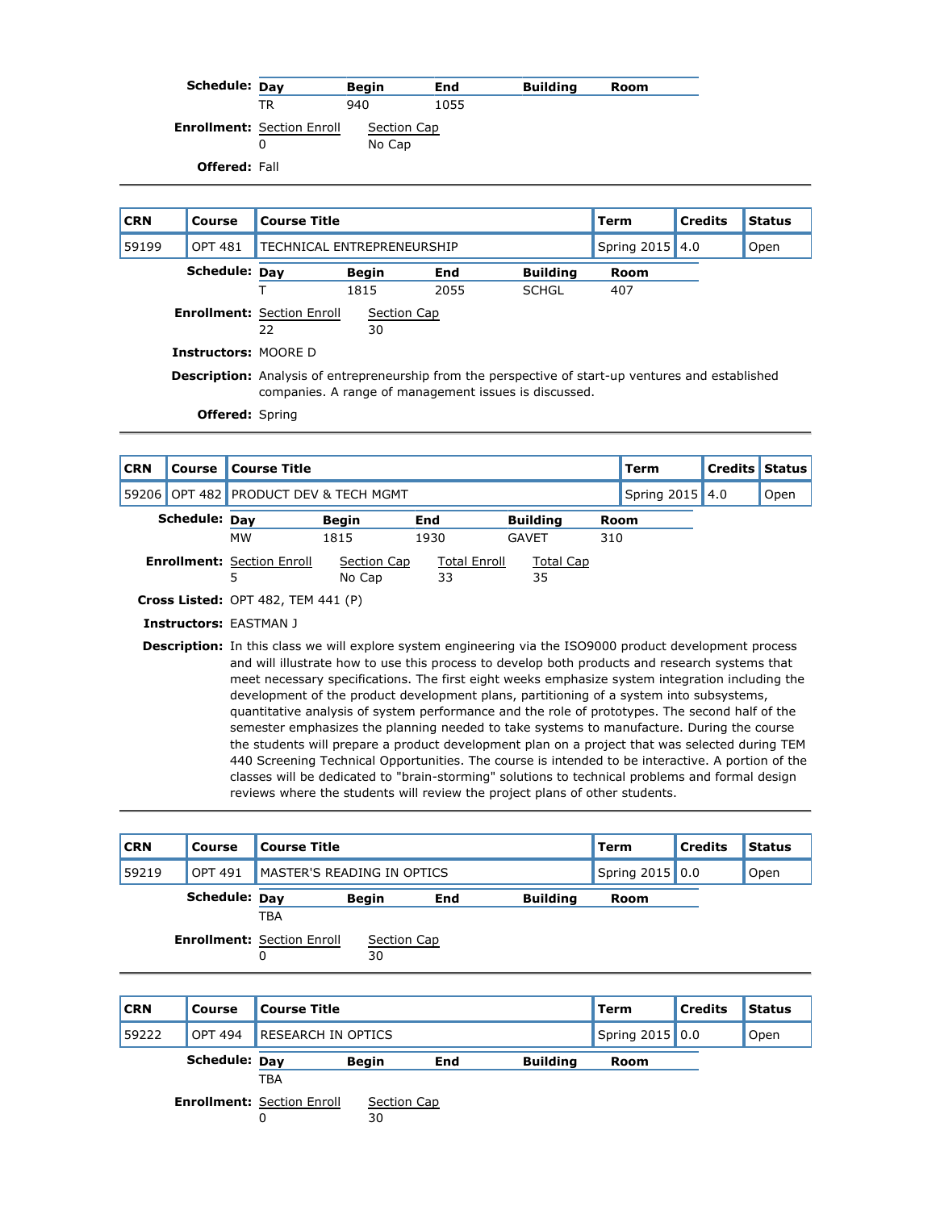**Schedule:**

| Day | Begin | End | Building | Room |
|---|---|---|---|---|
| TR | 940 | 1055 | | |

**Enrollment:**

| Section Enroll | Section Cap |
|---|---|
| 0 | No Cap |

**Offered:** Fall

---

| CRN | Course | Course Title | Term | Credits | Status |
|---|---|---|---|---|---|
| 59199 | OPT 481 | TECHNICAL ENTREPRENEURSHIP | Spring 2015 | 4.0 | Open |

**Schedule:**

| Day | Begin | End | Building | Room |
|---|---|---|---|---|
| T | 1815 | 2055 | SCHGL | 407 |

**Enrollment:**

| Section Enroll | Section Cap |
|---|---|
| 22 | 30 |

**Instructors:** MOORE D

**Description:** Analysis of entrepreneurship from the perspective of start-up ventures and established companies. A range of management issues is discussed.

**Offered:** Spring

---

| CRN | Course | Course Title | Term | Credits | Status |
|---|---|---|---|---|---|
| 59206 | OPT 482 | PRODUCT DEV & TECH MGMT | Spring 2015 | 4.0 | Open |

**Schedule:**

| Day | Begin | End | Building | Room |
|---|---|---|---|---|
| MW | 1815 | 1930 | GAVET | 310 |

**Enrollment:**

| Section Enroll | Section Cap | Total Enroll | Total Cap |
|---|---|---|---|
| 5 | No Cap | 33 | 35 |

**Cross Listed:** OPT 482, TEM 441 (P)

**Instructors:** EASTMAN J

**Description:** In this class we will explore system engineering via the ISO9000 product development process and will illustrate how to use this process to develop both products and research systems that meet necessary specifications. The first eight weeks emphasize system integration including the development of the product development plans, partitioning of a system into subsystems, quantitative analysis of system performance and the role of prototypes. The second half of the semester emphasizes the planning needed to take systems to manufacture. During the course the students will prepare a product development plan on a project that was selected during TEM 440 Screening Technical Opportunities. The course is intended to be interactive. A portion of the classes will be dedicated to "brain-storming" solutions to technical problems and formal design reviews where the students will review the project plans of other students.

---

| CRN | Course | Course Title | Term | Credits | Status |
|---|---|---|---|---|---|
| 59219 | OPT 491 | MASTER'S READING IN OPTICS | Spring 2015 | 0.0 | Open |

**Schedule:**

| Day | Begin | End | Building | Room |
|---|---|---|---|---|
| TBA | | | | |

**Enrollment:**

| Section Enroll | Section Cap |
|---|---|
| 0 | 30 |

---

| CRN | Course | Course Title | Term | Credits | Status |
|---|---|---|---|---|---|
| 59222 | OPT 494 | RESEARCH IN OPTICS | Spring 2015 | 0.0 | Open |

**Schedule:**

| Day | Begin | End | Building | Room |
|---|---|---|---|---|
| TBA | | | | |

**Enrollment:**

| Section Enroll | Section Cap |
|---|---|
| 0 | 30 |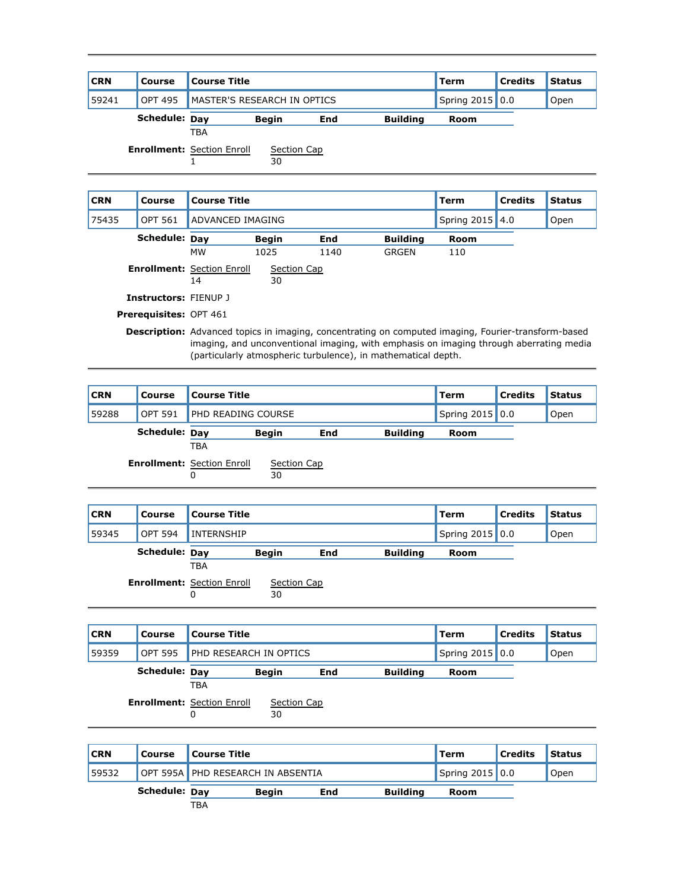| CRN | Course | Course Title | Term | Credits | Status |
|---|---|---|---|---|---|
| 59241 | OPT 495 | MASTER'S RESEARCH IN OPTICS | Spring 2015 | 0.0 | Open |

**Schedule:**

| Day | Begin | End | Building | Room |
|---|---|---|---|---|
| TBA | | | | |

**Enrollment:**

| Section Enroll | Section Cap |
|---|---|
| 1 | 30 |

---

| CRN | Course | Course Title | Term | Credits | Status |
|---|---|---|---|---|---|
| 75435 | OPT 561 | ADVANCED IMAGING | Spring 2015 | 4.0 | Open |

**Schedule:**

| Day | Begin | End | Building | Room |
|---|---|---|---|---|
| MW | 1025 | 1140 | GRGEN | 110 |

**Enrollment:**

| Section Enroll | Section Cap |
|---|---|
| 14 | 30 |

**Instructors:** FIENUP J

**Prerequisites:** OPT 461

**Description:** Advanced topics in imaging, concentrating on computed imaging, Fourier-transform-based imaging, and unconventional imaging, with emphasis on imaging through aberrating media (particularly atmospheric turbulence), in mathematical depth.

---

| CRN | Course | Course Title | Term | Credits | Status |
|---|---|---|---|---|---|
| 59288 | OPT 591 | PHD READING COURSE | Spring 2015 | 0.0 | Open |

**Schedule:**

| Day | Begin | End | Building | Room |
|---|---|---|---|---|
| TBA | | | | |

**Enrollment:**

| Section Enroll | Section Cap |
|---|---|
| 0 | 30 |

---

| CRN | Course | Course Title | Term | Credits | Status |
|---|---|---|---|---|---|
| 59345 | OPT 594 | INTERNSHIP | Spring 2015 | 0.0 | Open |

**Schedule:**

| Day | Begin | End | Building | Room |
|---|---|---|---|---|
| TBA | | | | |

**Enrollment:**

| Section Enroll | Section Cap |
|---|---|
| 0 | 30 |

---

| CRN | Course | Course Title | Term | Credits | Status |
|---|---|---|---|---|---|
| 59359 | OPT 595 | PHD RESEARCH IN OPTICS | Spring 2015 | 0.0 | Open |

**Schedule:**

| Day | Begin | End | Building | Room |
|---|---|---|---|---|
| TBA | | | | |

**Enrollment:**

| Section Enroll | Section Cap |
|---|---|
| 0 | 30 |

---

| CRN | Course | Course Title | Term | Credits | Status |
|---|---|---|---|---|---|
| 59532 | OPT 595A | PHD RESEARCH IN ABSENTIA | Spring 2015 | 0.0 | Open |

**Schedule:**

| Day | Begin | End | Building | Room |
|---|---|---|---|---|
| TBA | | | | |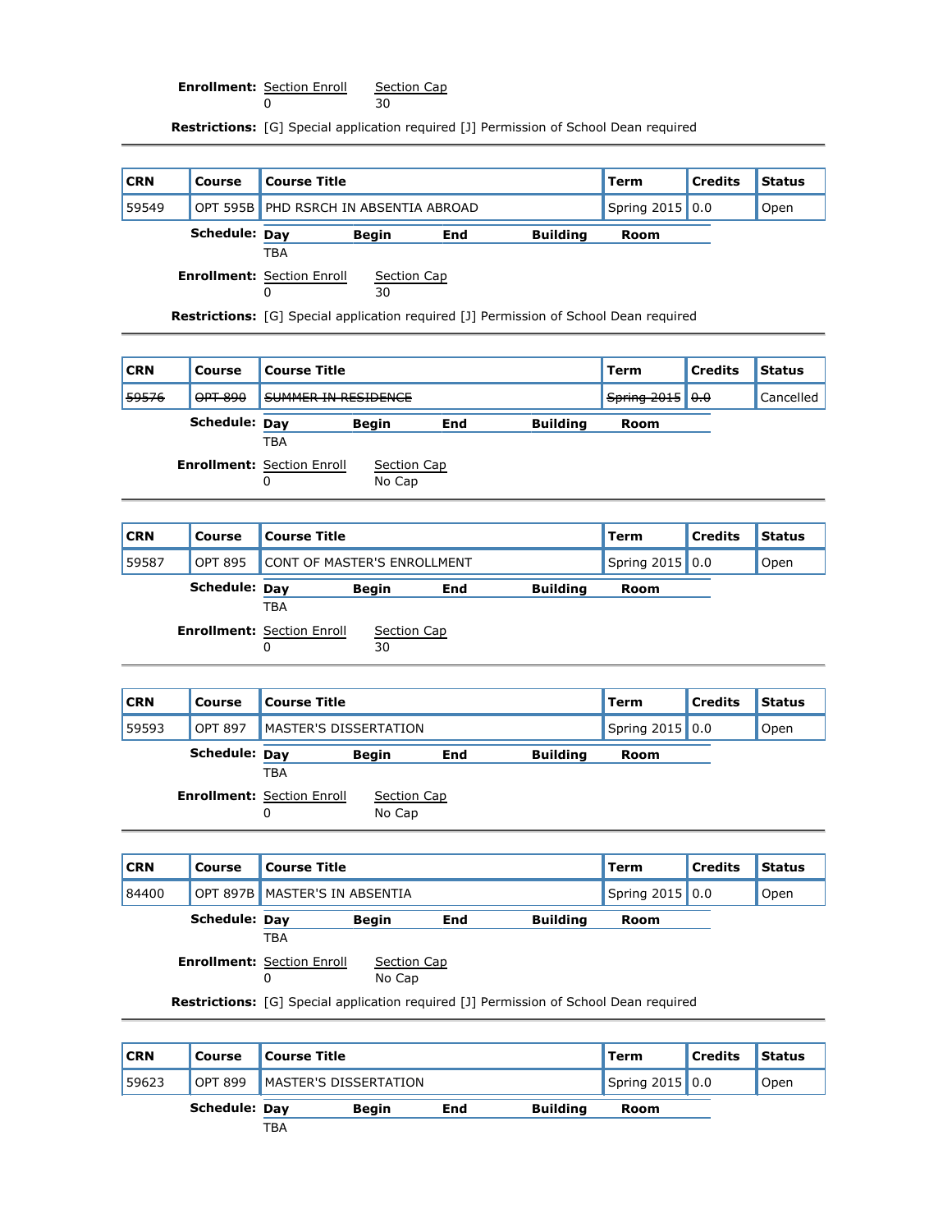**Enrollment:** Section Enroll 0 | Section Cap 30

**Restrictions:** [G] Special application required [J] Permission of School Dean required

---

| CRN | Course | Course Title | Term | Credits | Status |
|---|---|---|---|---|---|
| 59549 | OPT 595B | PHD RSRCH IN ABSENTIA ABROAD | Spring 2015 | 0.0 | Open |

**Schedule:**

| Day | Begin | End | Building | Room |
|---|---|---|---|---|
| TBA | | | | |

**Enrollment:** Section Enroll 0 | Section Cap 30

**Restrictions:** [G] Special application required [J] Permission of School Dean required

---

| CRN | Course | Course Title | Term | Credits | Status |
|---|---|---|---|---|---|
| ~~59576~~ | ~~OPT 890~~ | ~~SUMMER IN RESIDENCE~~ | ~~Spring 2015~~ | ~~0.0~~ | Cancelled |

**Schedule:**

| Day | Begin | End | Building | Room |
|---|---|---|---|---|
| TBA | | | | |

**Enrollment:** Section Enroll 0 | Section Cap No Cap

---

| CRN | Course | Course Title | Term | Credits | Status |
|---|---|---|---|---|---|
| 59587 | OPT 895 | CONT OF MASTER'S ENROLLMENT | Spring 2015 | 0.0 | Open |

**Schedule:**

| Day | Begin | End | Building | Room |
|---|---|---|---|---|
| TBA | | | | |

**Enrollment:** Section Enroll 0 | Section Cap 30

---

| CRN | Course | Course Title | Term | Credits | Status |
|---|---|---|---|---|---|
| 59593 | OPT 897 | MASTER'S DISSERTATION | Spring 2015 | 0.0 | Open |

**Schedule:**

| Day | Begin | End | Building | Room |
|---|---|---|---|---|
| TBA | | | | |

**Enrollment:** Section Enroll 0 | Section Cap No Cap

---

| CRN | Course | Course Title | Term | Credits | Status |
|---|---|---|---|---|---|
| 84400 | OPT 897B | MASTER'S IN ABSENTIA | Spring 2015 | 0.0 | Open |

**Schedule:**

| Day | Begin | End | Building | Room |
|---|---|---|---|---|
| TBA | | | | |

**Enrollment:** Section Enroll 0 | Section Cap No Cap

**Restrictions:** [G] Special application required [J] Permission of School Dean required

---

| CRN | Course | Course Title | Term | Credits | Status |
|---|---|---|---|---|---|
| 59623 | OPT 899 | MASTER'S DISSERTATION | Spring 2015 | 0.0 | Open |

**Schedule:**

| Day | Begin | End | Building | Room |
|---|---|---|---|---|
| TBA | | | | |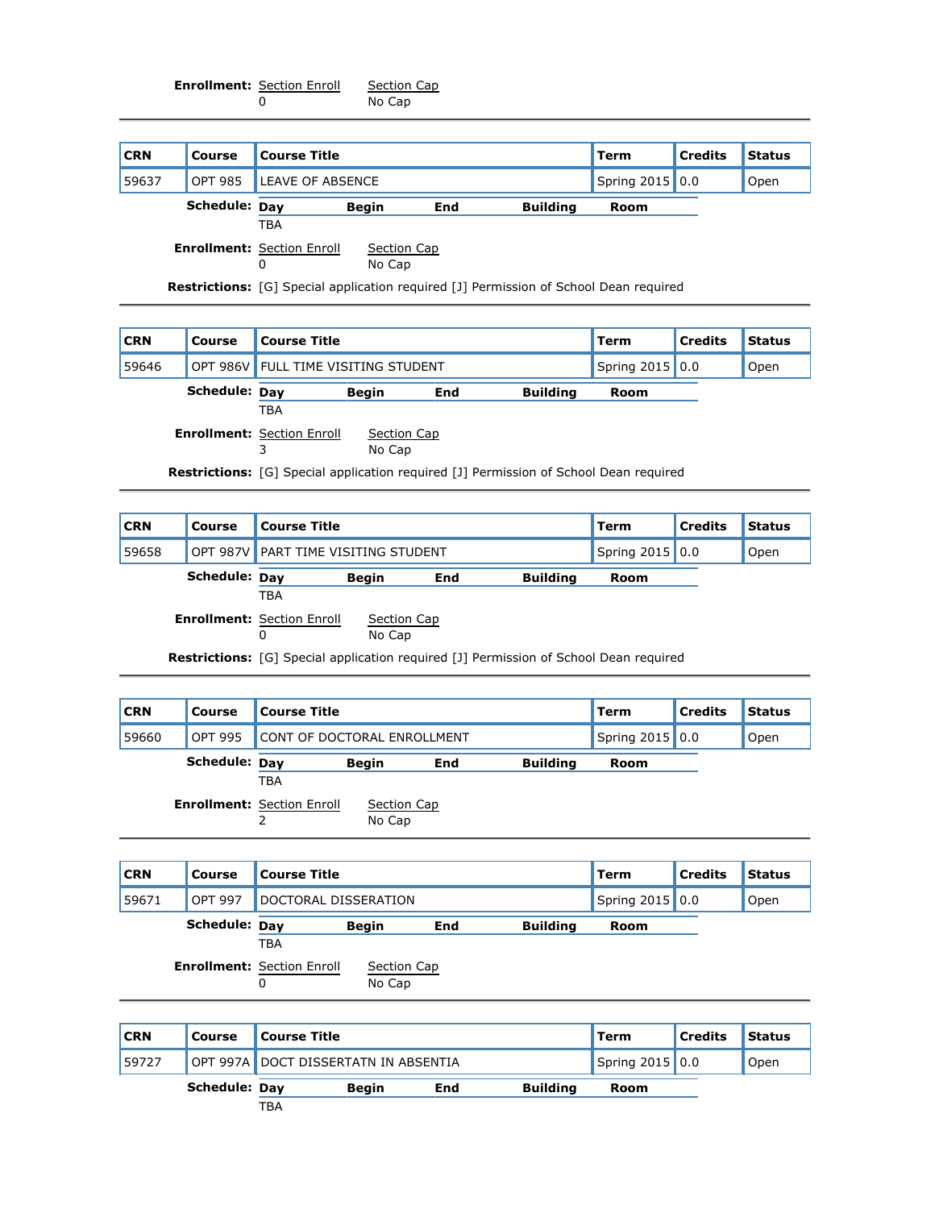**Enrollment:** Section Enroll: 0 | Section Cap: No Cap

---

| CRN | Course | Course Title | Term | Credits | Status |
|---|---|---|---|---|---|
| 59637 | OPT 985 | LEAVE OF ABSENCE | Spring 2015 | 0.0 | Open |

**Schedule:**

| Day | Begin | End | Building | Room |
|---|---|---|---|---|
| TBA | | | | |

**Enrollment:** Section Enroll: 0 | Section Cap: No Cap

**Restrictions:** [G] Special application required [J] Permission of School Dean required

---

| CRN | Course | Course Title | Term | Credits | Status |
|---|---|---|---|---|---|
| 59646 | OPT 986V | FULL TIME VISITING STUDENT | Spring 2015 | 0.0 | Open |

**Schedule:**

| Day | Begin | End | Building | Room |
|---|---|---|---|---|
| TBA | | | | |

**Enrollment:** Section Enroll: 3 | Section Cap: No Cap

**Restrictions:** [G] Special application required [J] Permission of School Dean required

---

| CRN | Course | Course Title | Term | Credits | Status |
|---|---|---|---|---|---|
| 59658 | OPT 987V | PART TIME VISITING STUDENT | Spring 2015 | 0.0 | Open |

**Schedule:**

| Day | Begin | End | Building | Room |
|---|---|---|---|---|
| TBA | | | | |

**Enrollment:** Section Enroll: 0 | Section Cap: No Cap

**Restrictions:** [G] Special application required [J] Permission of School Dean required

---

| CRN | Course | Course Title | Term | Credits | Status |
|---|---|---|---|---|---|
| 59660 | OPT 995 | CONT OF DOCTORAL ENROLLMENT | Spring 2015 | 0.0 | Open |

**Schedule:**

| Day | Begin | End | Building | Room |
|---|---|---|---|---|
| TBA | | | | |

**Enrollment:** Section Enroll: 2 | Section Cap: No Cap

---

| CRN | Course | Course Title | Term | Credits | Status |
|---|---|---|---|---|---|
| 59671 | OPT 997 | DOCTORAL DISSERATION | Spring 2015 | 0.0 | Open |

**Schedule:**

| Day | Begin | End | Building | Room |
|---|---|---|---|---|
| TBA | | | | |

**Enrollment:** Section Enroll: 0 | Section Cap: No Cap

---

| CRN | Course | Course Title | Term | Credits | Status |
|---|---|---|---|---|---|
| 59727 | OPT 997A | DOCT DISSERTATN IN ABSENTIA | Spring 2015 | 0.0 | Open |

**Schedule:**

| Day | Begin | End | Building | Room |
|---|---|---|---|---|
| TBA | | | | |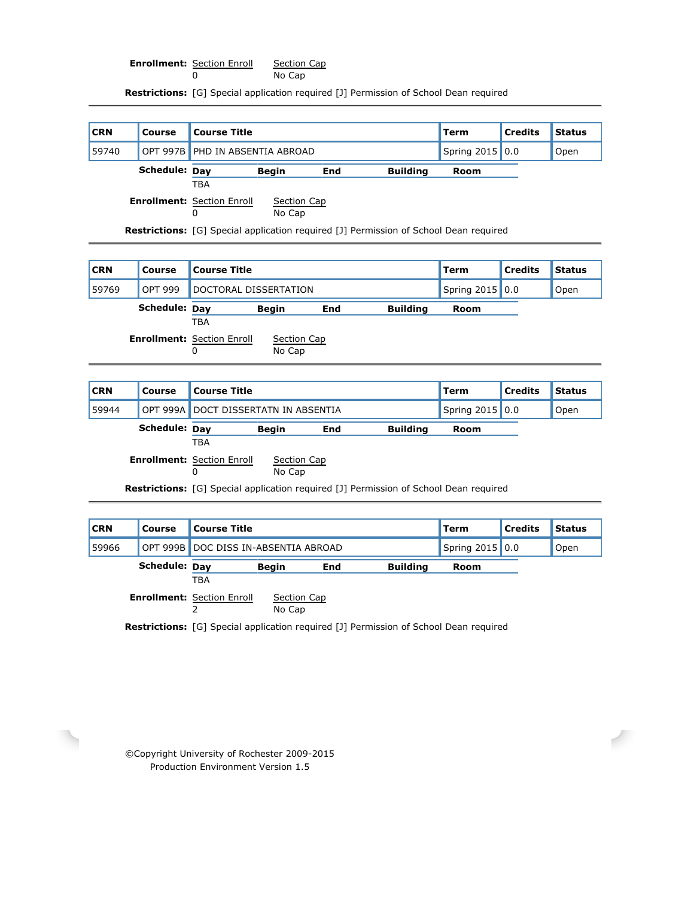**Enrollment:** Section Enroll 0 | Section Cap No Cap

**Restrictions:** [G] Special application required [J] Permission of School Dean required

---

| CRN | Course | Course Title | Term | Credits | Status |
|---|---|---|---|---|---|
| 59740 | OPT 997B | PHD IN ABSENTIA ABROAD | Spring 2015 | 0.0 | Open |

**Schedule:**

| Day | Begin | End | Building | Room |
|---|---|---|---|---|
| TBA | | | | |

**Enrollment:**

| Section Enroll | Section Cap |
|---|---|
| 0 | No Cap |

**Restrictions:** [G] Special application required [J] Permission of School Dean required

---

| CRN | Course | Course Title | Term | Credits | Status |
|---|---|---|---|---|---|
| 59769 | OPT 999 | DOCTORAL DISSERTATION | Spring 2015 | 0.0 | Open |

**Schedule:**

| Day | Begin | End | Building | Room |
|---|---|---|---|---|
| TBA | | | | |

**Enrollment:**

| Section Enroll | Section Cap |
|---|---|
| 0 | No Cap |

---

| CRN | Course | Course Title | Term | Credits | Status |
|---|---|---|---|---|---|
| 59944 | OPT 999A | DOCT DISSERTATN IN ABSENTIA | Spring 2015 | 0.0 | Open |

**Schedule:**

| Day | Begin | End | Building | Room |
|---|---|---|---|---|
| TBA | | | | |

**Enrollment:**

| Section Enroll | Section Cap |
|---|---|
| 0 | No Cap |

**Restrictions:** [G] Special application required [J] Permission of School Dean required

---

| CRN | Course | Course Title | Term | Credits | Status |
|---|---|---|---|---|---|
| 59966 | OPT 999B | DOC DISS IN-ABSENTIA ABROAD | Spring 2015 | 0.0 | Open |

**Schedule:**

| Day | Begin | End | Building | Room |
|---|---|---|---|---|
| TBA | | | | |

**Enrollment:**

| Section Enroll | Section Cap |
|---|---|
| 2 | No Cap |

**Restrictions:** [G] Special application required [J] Permission of School Dean required

©Copyright University of Rochester 2009-2015
Production Environment Version 1.5